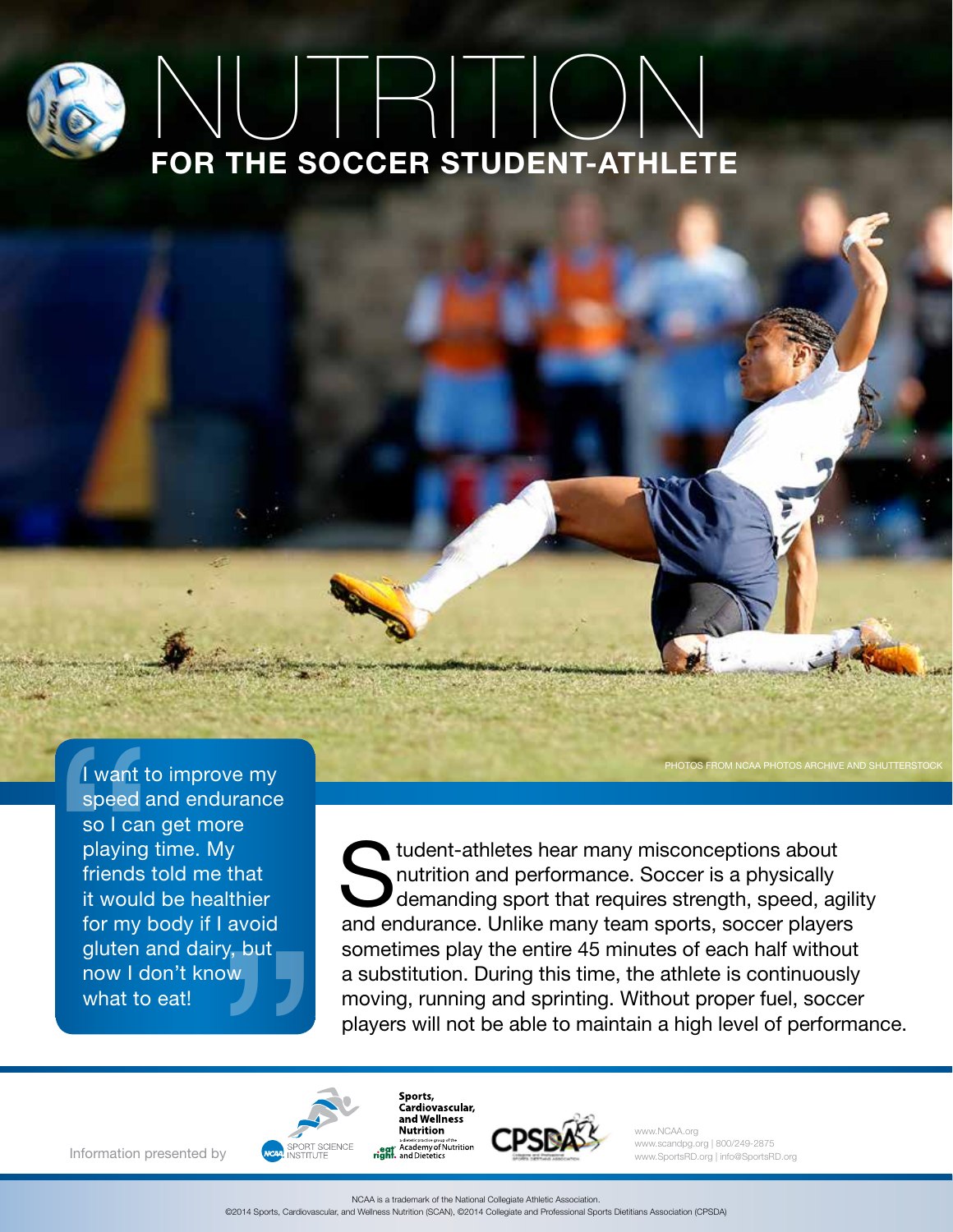# NUTRITION

## FOR THE SOCCER STUDENT-ATHLETE

PHOTOS FROM NCAA PHOTOS ARCHIVE AND SHUTTERSTOCK

> "I want to improve my speed and endurance so I can get more playing time. My friends told me that it would be healthier for my body if I avoid gluten and dairy, but now I don't know what to eat!"

Student-athletes hear many misconceptions about nutrition and performance. Soccer is a physically demanding sport that requires strength, speed, agility and endurance. Unlike many team sports, soccer players sometimes play the entire 45 minutes of each half without a substitution. During this time, the athlete is continuously moving, running and sprinting. Without proper fuel, soccer players will not be able to maintain a high level of performance.

Information presented by

NCAA SPORT SCIENCE INSTITUTE

Sports, Cardiovascular, and Wellness Nutrition — a dietetic practice group of the eat right. Academy of Nutrition and Dietetics

CPSDA — Collegiate and Professional Sports Dietitians Association

www.NCAA.org
www.scandpg.org | 800/249-2875
www.SportsRD.org | info@SportsRD.org

NCAA is a trademark of the National Collegiate Athletic Association.
©2014 Sports, Cardiovascular, and Wellness Nutrition (SCAN), ©2014 Collegiate and Professional Sports Dietitians Association (CPSDA)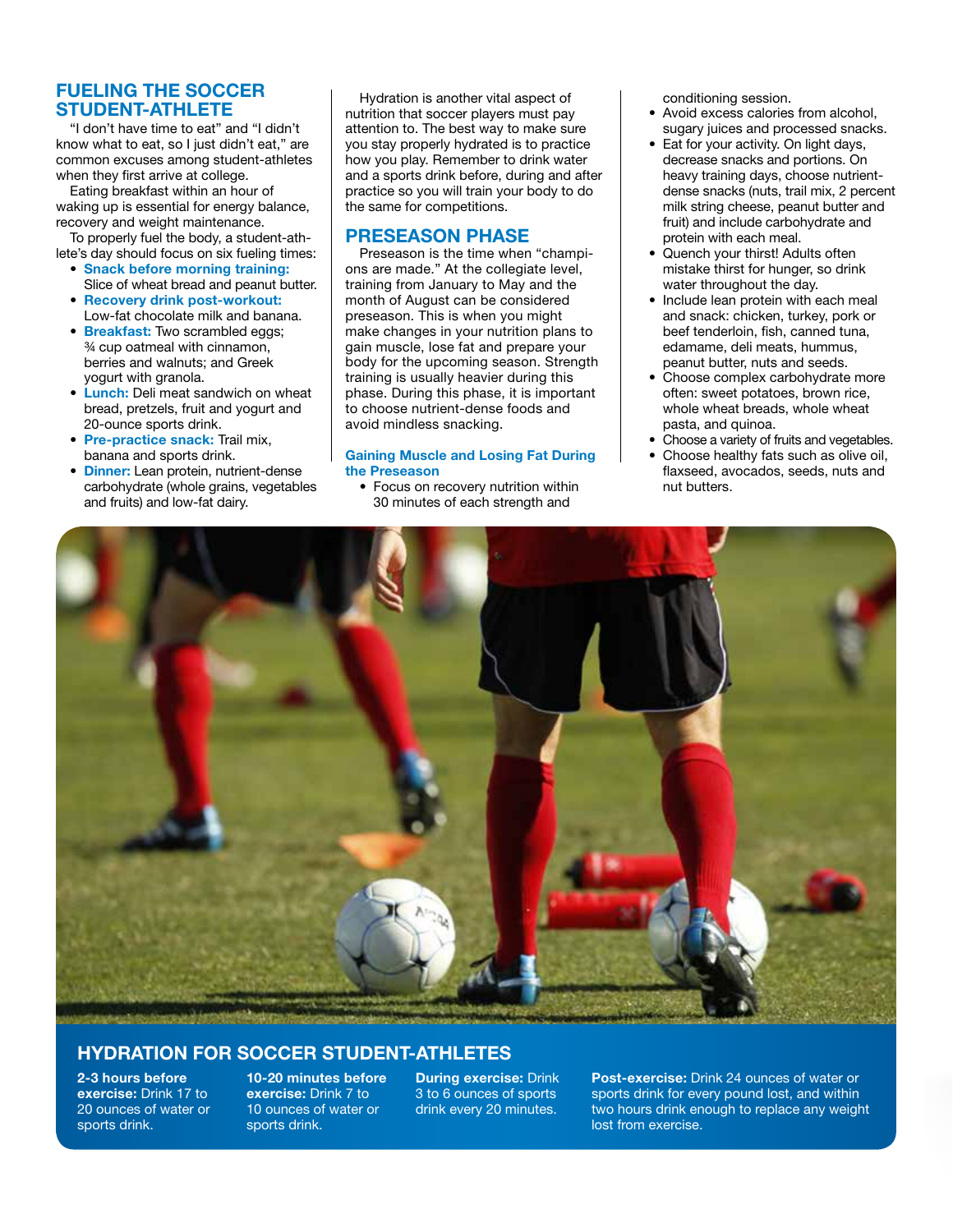## FUELING THE SOCCER STUDENT-ATHLETE

"I don't have time to eat" and "I didn't know what to eat, so I just didn't eat," are common excuses among student-athletes when they first arrive at college.

Eating breakfast within an hour of waking up is essential for energy balance, recovery and weight maintenance.

To properly fuel the body, a student-athlete's day should focus on six fueling times:

- **Snack before morning training:** Slice of wheat bread and peanut butter.
- **Recovery drink post-workout:** Low-fat chocolate milk and banana.
- **Breakfast:** Two scrambled eggs; ¾ cup oatmeal with cinnamon, berries and walnuts; and Greek yogurt with granola.
- **Lunch:** Deli meat sandwich on wheat bread, pretzels, fruit and yogurt and 20-ounce sports drink.
- **Pre-practice snack:** Trail mix, banana and sports drink.
- **Dinner:** Lean protein, nutrient-dense carbohydrate (whole grains, vegetables and fruits) and low-fat dairy.

Hydration is another vital aspect of nutrition that soccer players must pay attention to. The best way to make sure you stay properly hydrated is to practice how you play. Remember to drink water and a sports drink before, during and after practice so you will train your body to do the same for competitions.

## PRESEASON PHASE

Preseason is the time when "champions are made." At the collegiate level, training from January to May and the month of August can be considered preseason. This is when you might make changes in your nutrition plans to gain muscle, lose fat and prepare your body for the upcoming season. Strength training is usually heavier during this phase. During this phase, it is important to choose nutrient-dense foods and avoid mindless snacking.

### Gaining Muscle and Losing Fat During the Preseason

- Focus on recovery nutrition within 30 minutes of each strength and conditioning session.
- Avoid excess calories from alcohol, sugary juices and processed snacks.
- Eat for your activity. On light days, decrease snacks and portions. On heavy training days, choose nutrient-dense snacks (nuts, trail mix, 2 percent milk string cheese, peanut butter and fruit) and include carbohydrate and protein with each meal.
- Quench your thirst! Adults often mistake thirst for hunger, so drink water throughout the day.
- Include lean protein with each meal and snack: chicken, turkey, pork or beef tenderloin, fish, canned tuna, edamame, deli meats, hummus, peanut butter, nuts and seeds.
- Choose complex carbohydrate more often: sweet potatoes, brown rice, whole wheat breads, whole wheat pasta, and quinoa.
- Choose a variety of fruits and vegetables.
- Choose healthy fats such as olive oil, flaxseed, avocados, seeds, nuts and nut butters.

## HYDRATION FOR SOCCER STUDENT-ATHLETES

**2-3 hours before exercise:** Drink 17 to 20 ounces of water or sports drink.

**10-20 minutes before exercise:** Drink 7 to 10 ounces of water or sports drink.

**During exercise:** Drink 3 to 6 ounces of sports drink every 20 minutes.

**Post-exercise:** Drink 24 ounces of water or sports drink for every pound lost, and within two hours drink enough to replace any weight lost from exercise.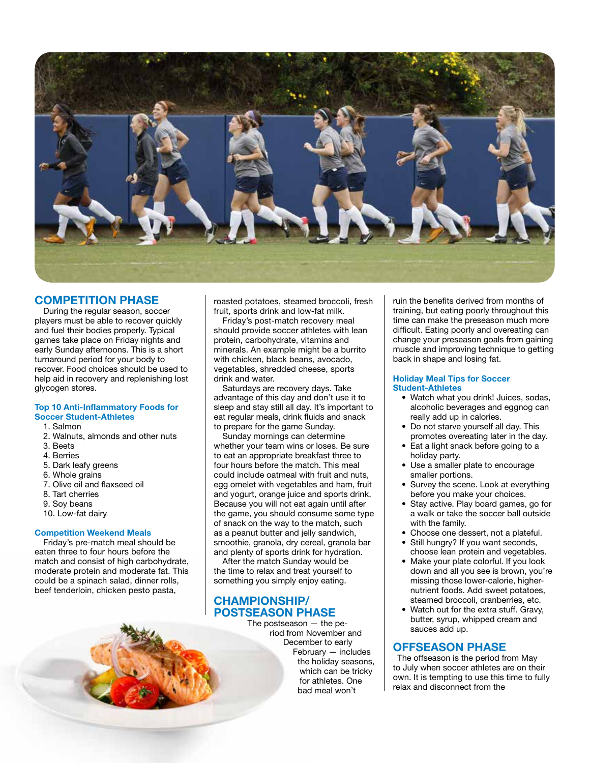## COMPETITION PHASE

During the regular season, soccer players must be able to recover quickly and fuel their bodies properly. Typical games take place on Friday nights and early Sunday afternoons. This is a short turnaround period for your body to recover. Food choices should be used to help aid in recovery and replenishing lost glycogen stores.

### Top 10 Anti-Inflammatory Foods for Soccer Student-Athletes

1. Salmon
2. Walnuts, almonds and other nuts
3. Beets
4. Berries
5. Dark leafy greens
6. Whole grains
7. Olive oil and flaxseed oil
8. Tart cherries
9. Soy beans
10. Low-fat dairy

### Competition Weekend Meals

Friday's pre-match meal should be eaten three to four hours before the match and consist of high carbohydrate, moderate protein and moderate fat. This could be a spinach salad, dinner rolls, beef tenderloin, chicken pesto pasta, roasted potatoes, steamed broccoli, fresh fruit, sports drink and low-fat milk.

Friday's post-match recovery meal should provide soccer athletes with lean protein, carbohydrate, vitamins and minerals. An example might be a burrito with chicken, black beans, avocado, vegetables, shredded cheese, sports drink and water.

Saturdays are recovery days. Take advantage of this day and don't use it to sleep and stay still all day. It's important to eat regular meals, drink fluids and snack to prepare for the game Sunday.

Sunday mornings can determine whether your team wins or loses. Be sure to eat an appropriate breakfast three to four hours before the match. This meal could include oatmeal with fruit and nuts, egg omelet with vegetables and ham, fruit and yogurt, orange juice and sports drink. Because you will not eat again until after the game, you should consume some type of snack on the way to the match, such as a peanut butter and jelly sandwich, smoothie, granola, dry cereal, granola bar and plenty of sports drink for hydration.

After the match Sunday would be the time to relax and treat yourself to something you simply enjoy eating.

## CHAMPIONSHIP/ POSTSEASON PHASE

The postseason — the period from November and December to early February — includes the holiday seasons, which can be tricky for athletes. One bad meal won't ruin the benefits derived from months of training, but eating poorly throughout this time can make the preseason much more difficult. Eating poorly and overeating can change your preseason goals from gaining muscle and improving technique to getting back in shape and losing fat.

### Holiday Meal Tips for Soccer Student-Athletes

- Watch what you drink! Juices, sodas, alcoholic beverages and eggnog can really add up in calories.
- Do not starve yourself all day. This promotes overeating later in the day.
- Eat a light snack before going to a holiday party.
- Use a smaller plate to encourage smaller portions.
- Survey the scene. Look at everything before you make your choices.
- Stay active. Play board games, go for a walk or take the soccer ball outside with the family.
- Choose one dessert, not a plateful.
- Still hungry? If you want seconds, choose lean protein and vegetables.
- Make your plate colorful. If you look down and all you see is brown, you're missing those lower-calorie, higher-nutrient foods. Add sweet potatoes, steamed broccoli, cranberries, etc.
- Watch out for the extra stuff. Gravy, butter, syrup, whipped cream and sauces add up.

## OFFSEASON PHASE

The offseason is the period from May to July when soccer athletes are on their own. It is tempting to use this time to fully relax and disconnect from the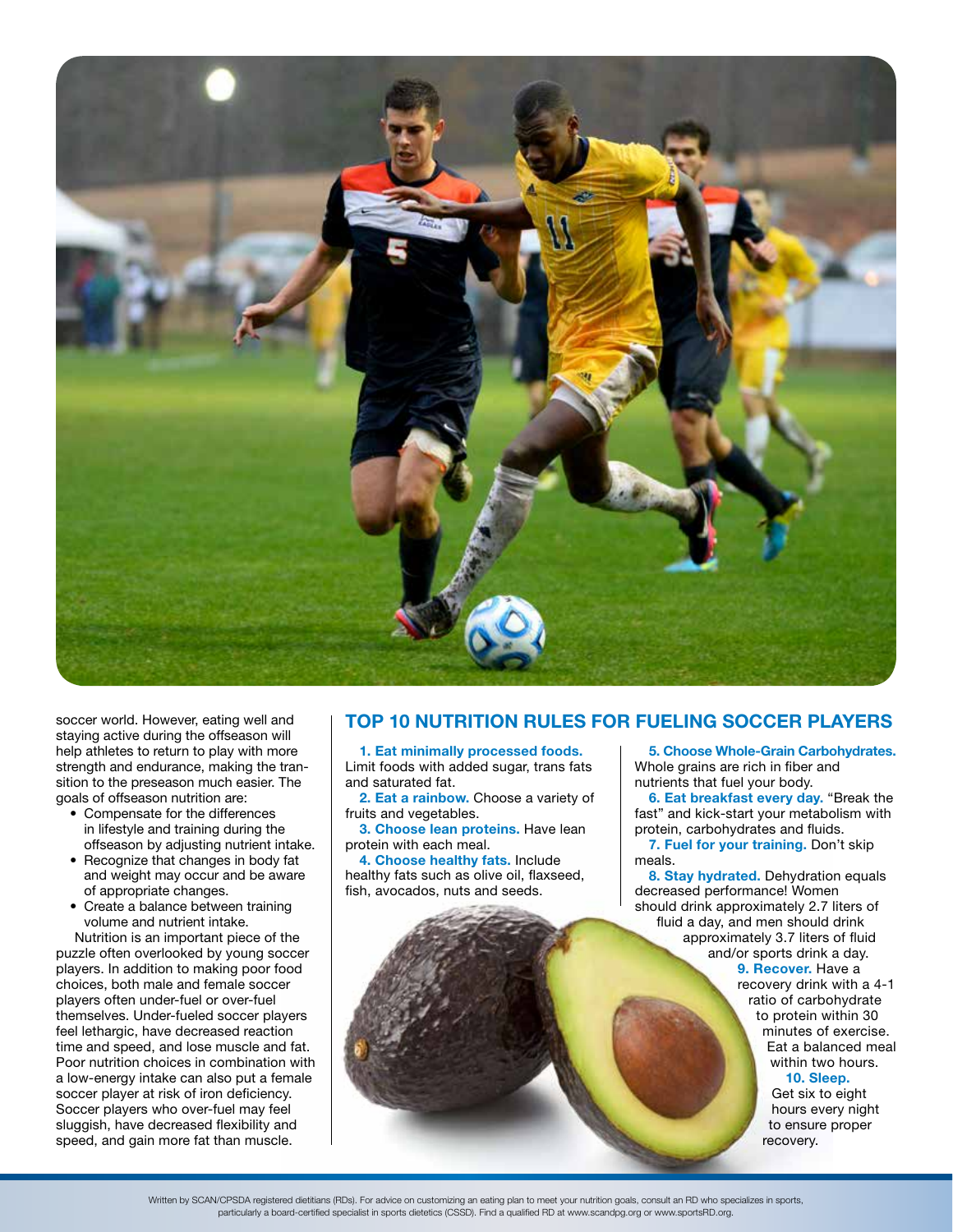soccer world. However, eating well and staying active during the offseason will help athletes to return to play with more strength and endurance, making the transition to the preseason much easier. The goals of offseason nutrition are:

- Compensate for the differences in lifestyle and training during the offseason by adjusting nutrient intake.
- Recognize that changes in body fat and weight may occur and be aware of appropriate changes.
- Create a balance between training volume and nutrient intake.

Nutrition is an important piece of the puzzle often overlooked by young soccer players. In addition to making poor food choices, both male and female soccer players often under-fuel or over-fuel themselves. Under-fueled soccer players feel lethargic, have decreased reaction time and speed, and lose muscle and fat. Poor nutrition choices in combination with a low-energy intake can also put a female soccer player at risk of iron deficiency. Soccer players who over-fuel may feel sluggish, have decreased flexibility and speed, and gain more fat than muscle.

## TOP 10 NUTRITION RULES FOR FUELING SOCCER PLAYERS

**1. Eat minimally processed foods.** Limit foods with added sugar, trans fats and saturated fat.

**2. Eat a rainbow.** Choose a variety of fruits and vegetables.

**3. Choose lean proteins.** Have lean protein with each meal.

**4. Choose healthy fats.** Include healthy fats such as olive oil, flaxseed, fish, avocados, nuts and seeds.

**5. Choose Whole-Grain Carbohydrates.** Whole grains are rich in fiber and nutrients that fuel your body.

**6. Eat breakfast every day.** "Break the fast" and kick-start your metabolism with protein, carbohydrates and fluids.

**7. Fuel for your training.** Don't skip meals.

**8. Stay hydrated.** Dehydration equals decreased performance! Women should drink approximately 2.7 liters of fluid a day, and men should drink approximately 3.7 liters of fluid and/or sports drink a day.

**9. Recover.** Have a recovery drink with a 4-1 ratio of carbohydrate to protein within 30 minutes of exercise. Eat a balanced meal within two hours.

**10. Sleep.** Get six to eight hours every night to ensure proper recovery.

Written by SCAN/CPSDA registered dietitians (RDs). For advice on customizing an eating plan to meet your nutrition goals, consult an RD who specializes in sports, particularly a board-certified specialist in sports dietetics (CSSD). Find a qualified RD at www.scandpg.org or www.sportsRD.org.